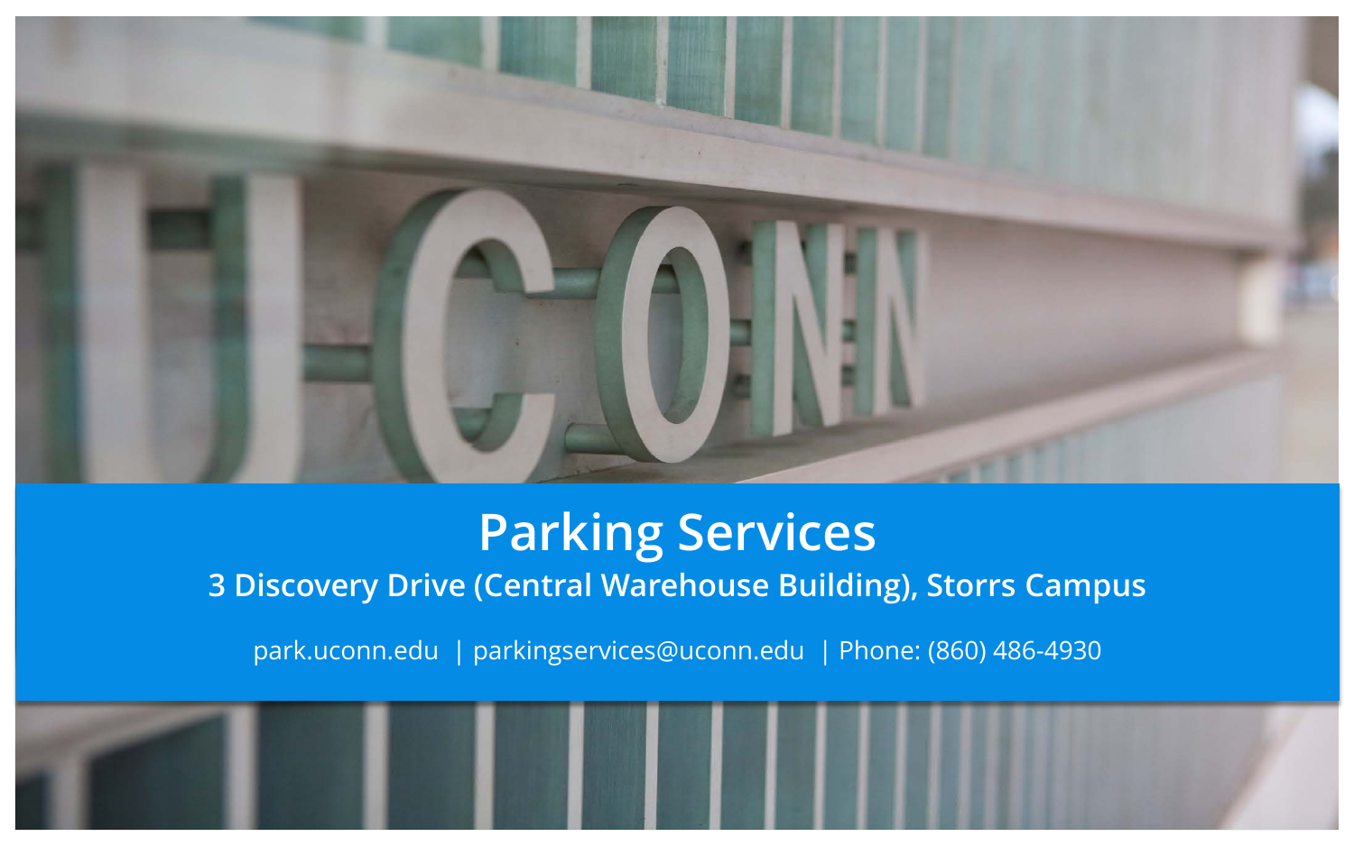# Parking Services

## 3 Discovery Drive (Central Warehouse Building), Storrs Campus

park.uconn.edu | parkingservices@uconn.edu | Phone: (860) 486-4930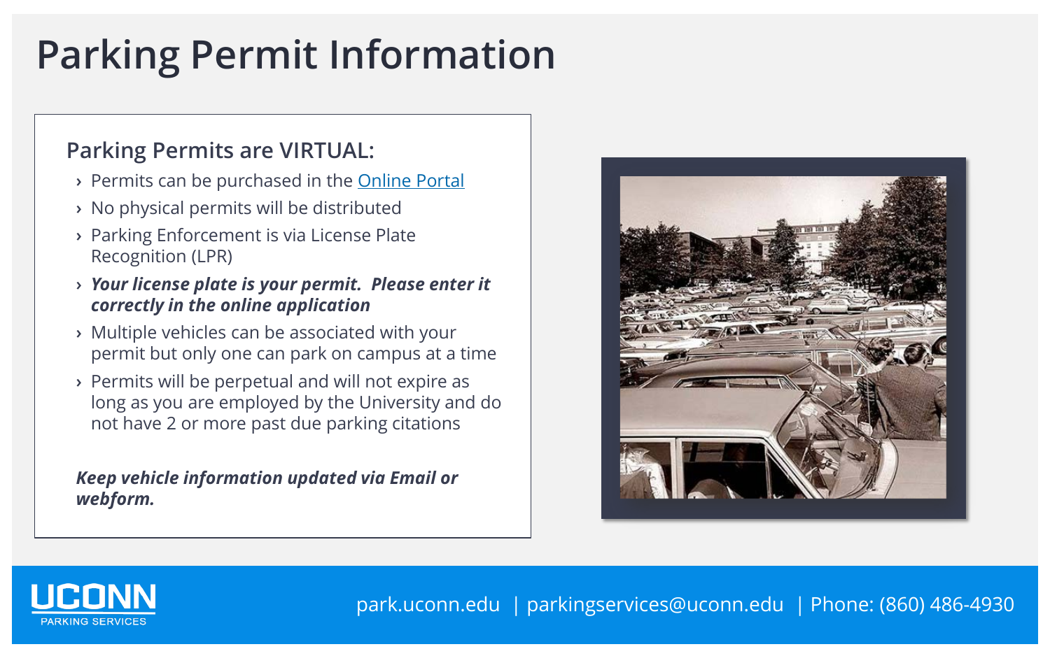# Parking Permit Information

## Parking Permits are VIRTUAL:

- Permits can be purchased in the Online Portal
- No physical permits will be distributed
- Parking Enforcement is via License Plate Recognition (LPR)
- ***Your license plate is your permit. Please enter it correctly in the online application***
- Multiple vehicles can be associated with your permit but only one can park on campus at a time
- Permits will be perpetual and will not expire as long as you are employed by the University and do not have 2 or more past due parking citations

***Keep vehicle information updated via Email or webform.***

UCONN PARKING SERVICES

park.uconn.edu | parkingservices@uconn.edu | Phone: (860) 486-4930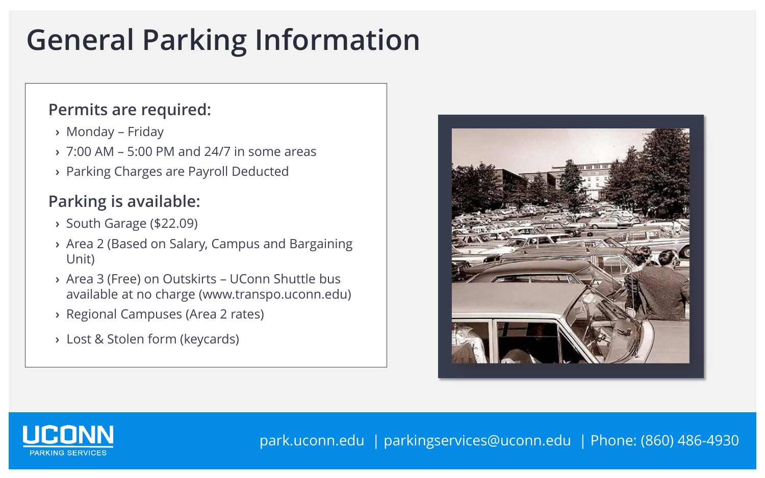# General Parking Information

## Permits are required:

- Monday – Friday
- 7:00 AM – 5:00 PM and 24/7 in some areas
- Parking Charges are Payroll Deducted

## Parking is available:

- South Garage ($22.09)
- Area 2 (Based on Salary, Campus and Bargaining Unit)
- Area 3 (Free) on Outskirts – UConn Shuttle bus available at no charge (www.transpo.uconn.edu)
- Regional Campuses (Area 2 rates)
- Lost & Stolen form (keycards)

UCONN PARKING SERVICES

park.uconn.edu | parkingservices@uconn.edu | Phone: (860) 486-4930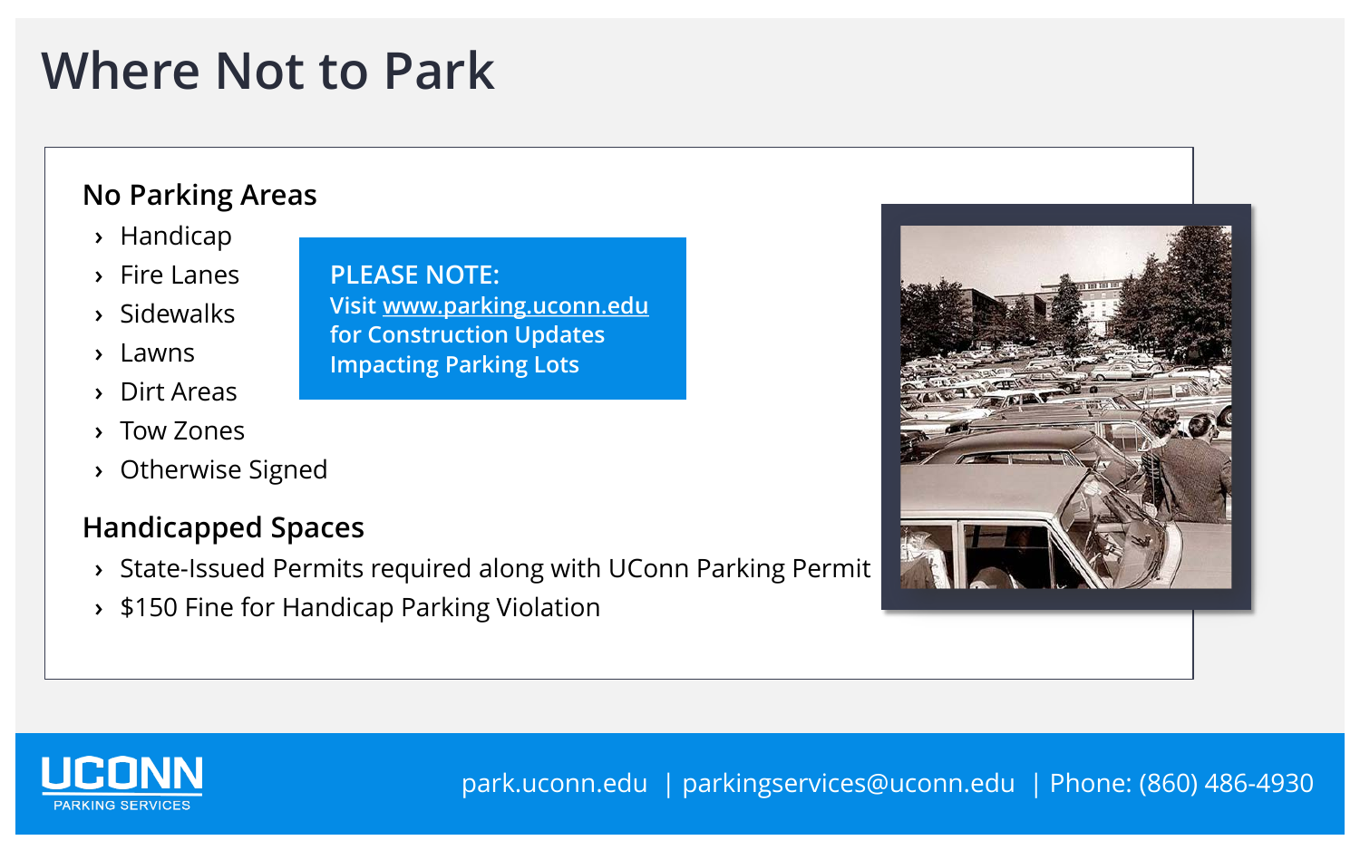# Where Not to Park

## No Parking Areas

- Handicap
- Fire Lanes
- Sidewalks
- Lawns
- Dirt Areas
- Tow Zones
- Otherwise Signed

**PLEASE NOTE:**
Visit www.parking.uconn.edu for Construction Updates Impacting Parking Lots

## Handicapped Spaces

- State-Issued Permits required along with UConn Parking Permit
- $150 Fine for Handicap Parking Violation

UCONN PARKING SERVICES

park.uconn.edu | parkingservices@uconn.edu | Phone: (860) 486-4930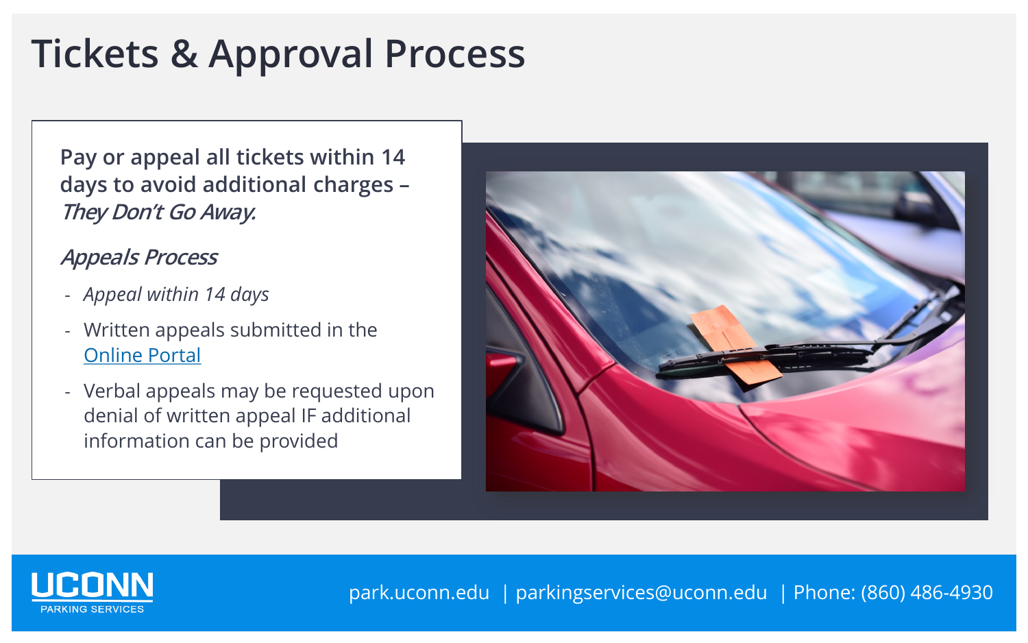# Tickets & Approval Process

**Pay or appeal all tickets within 14 days to avoid additional charges – *They Don't Go Away.***

*Appeals Process*

- *Appeal within 14 days*
- Written appeals submitted in the [Online Portal]()
- Verbal appeals may be requested upon denial of written appeal IF additional information can be provided

UCONN PARKING SERVICES

park.uconn.edu | parkingservices@uconn.edu | Phone: (860) 486-4930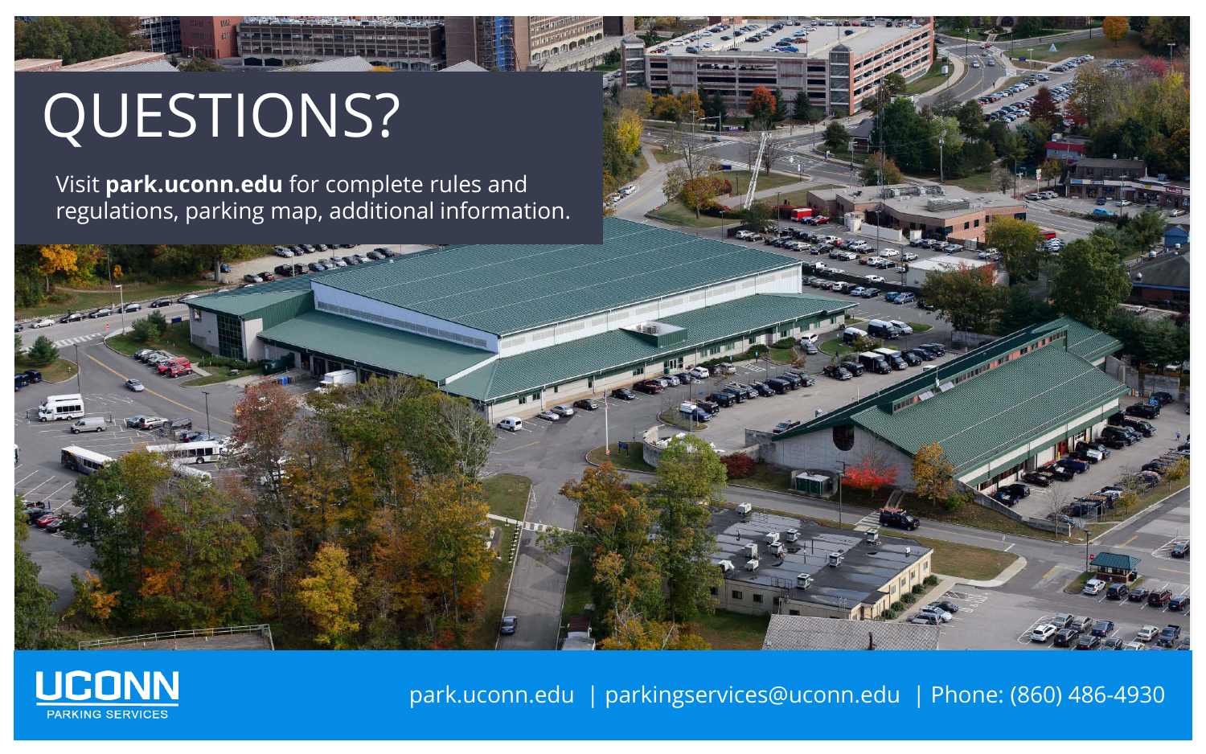# QUESTIONS?

Visit **park.uconn.edu** for complete rules and regulations, parking map, additional information.

UCONN PARKING SERVICES

park.uconn.edu | parkingservices@uconn.edu | Phone: (860) 486-4930